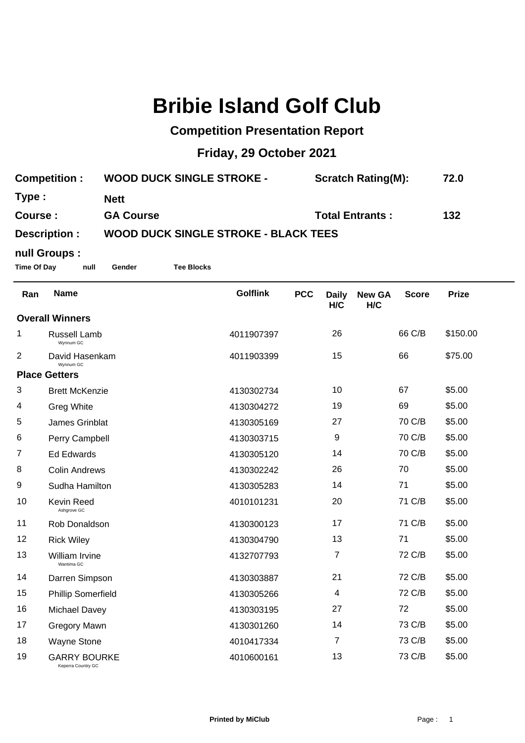# Bribie Island Golf Club

## Competition Presentation Report

### Friday, 29 October 2021

**Competition :** WOOD DUCK SINGLE STROKE - **Scratch Rating(M):** 72.0

**Type :** Nett

**Course :** GA Course **Total Entrants :** 132

**Description :** WOOD DUCK SINGLE STROKE - BLACK TEES

**null Groups :**

**Time Of Day** **null** **Gender** **Tee Blocks**

| Ran | Name | Golflink | PCC | Daily H/C | New GA H/C | Score | Prize |
|---|---|---|---|---|---|---|---|
| **Overall Winners** | | | | | | | |
| 1 | Russell Lamb (Wynnum GC) | 4011907397 | | 26 | | 66 C/B | $150.00 |
| 2 | David Hasenkam (Wynnum GC) | 4011903399 | | 15 | | 66 | $75.00 |
| **Place Getters** | | | | | | | |
| 3 | Brett McKenzie | 4130302734 | | 10 | | 67 | $5.00 |
| 4 | Greg White | 4130304272 | | 19 | | 69 | $5.00 |
| 5 | James Grinblat | 4130305169 | | 27 | | 70 C/B | $5.00 |
| 6 | Perry Campbell | 4130303715 | | 9 | | 70 C/B | $5.00 |
| 7 | Ed Edwards | 4130305120 | | 14 | | 70 C/B | $5.00 |
| 8 | Colin Andrews | 4130302242 | | 26 | | 70 | $5.00 |
| 9 | Sudha Hamilton | 4130305283 | | 14 | | 71 | $5.00 |
| 10 | Kevin Reed (Ashgrove GC) | 4010101231 | | 20 | | 71 C/B | $5.00 |
| 11 | Rob Donaldson | 4130300123 | | 17 | | 71 C/B | $5.00 |
| 12 | Rick Wiley | 4130304790 | | 13 | | 71 | $5.00 |
| 13 | William Irvine (Wantima GC) | 4132707793 | | 7 | | 72 C/B | $5.00 |
| 14 | Darren Simpson | 4130303887 | | 21 | | 72 C/B | $5.00 |
| 15 | Phillip Somerfield | 4130305266 | | 4 | | 72 C/B | $5.00 |
| 16 | Michael Davey | 4130303195 | | 27 | | 72 | $5.00 |
| 17 | Gregory Mawn | 4130301260 | | 14 | | 73 C/B | $5.00 |
| 18 | Wayne Stone | 4010417334 | | 7 | | 73 C/B | $5.00 |
| 19 | GARRY BOURKE (Keperra Country GC) | 4010600161 | | 13 | | 73 C/B | $5.00 |

Printed by MiClub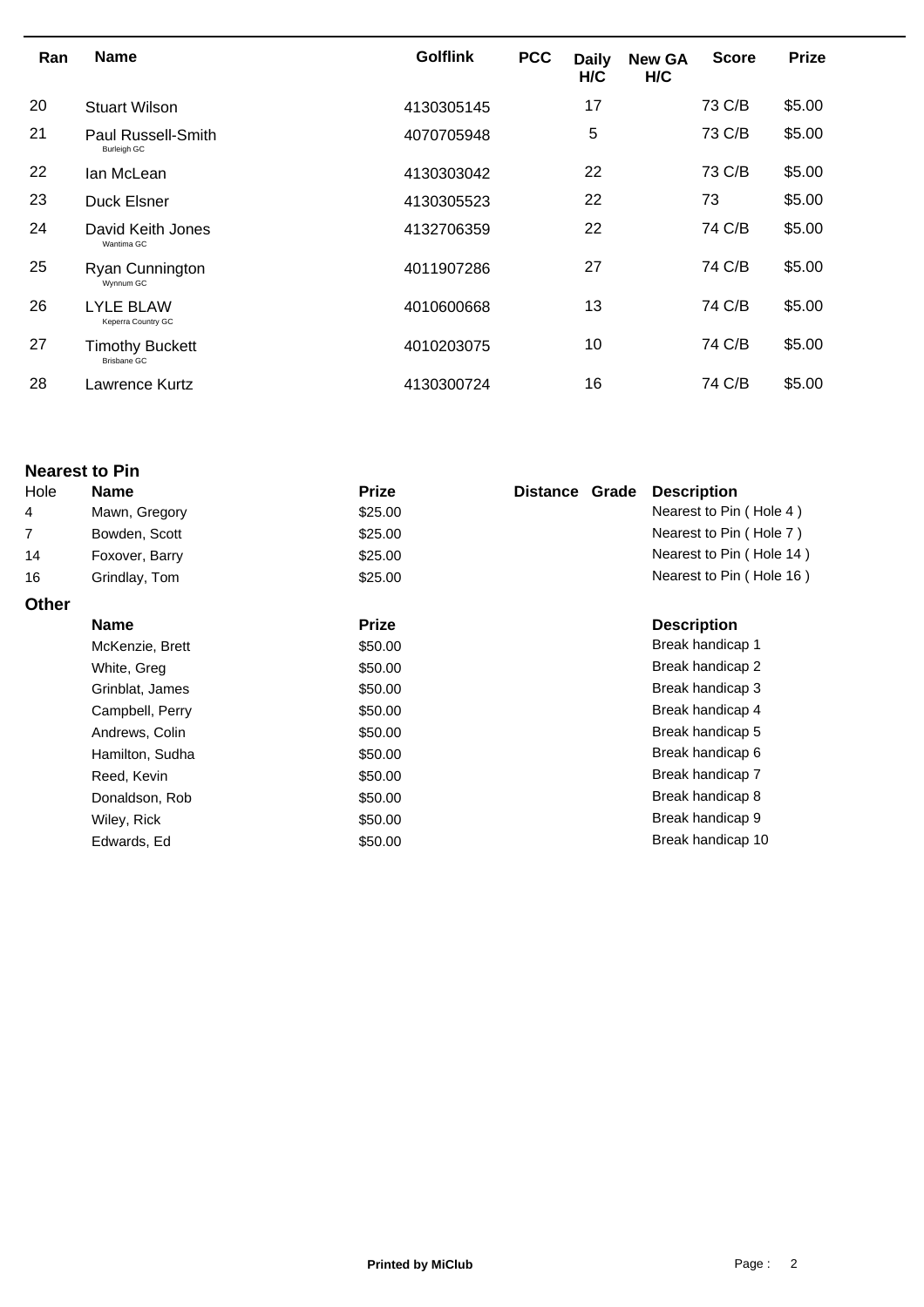| Ran | Name | Golflink | PCC | Daily H/C | New GA H/C | Score | Prize |
|---|---|---|---|---|---|---|---|
| 20 | Stuart Wilson | 4130305145 | | 17 | | 73 C/B | $5.00 |
| 21 | Paul Russell-Smith<br>Burleigh GC | 4070705948 | | 5 | | 73 C/B | $5.00 |
| 22 | Ian McLean | 4130303042 | | 22 | | 73 C/B | $5.00 |
| 23 | Duck Elsner | 4130305523 | | 22 | | 73 | $5.00 |
| 24 | David Keith Jones<br>Wantima GC | 4132706359 | | 22 | | 74 C/B | $5.00 |
| 25 | Ryan Cunnington<br>Wynnum GC | 4011907286 | | 27 | | 74 C/B | $5.00 |
| 26 | LYLE BLAW<br>Keperra Country GC | 4010600668 | | 13 | | 74 C/B | $5.00 |
| 27 | Timothy Buckett<br>Brisbane GC | 4010203075 | | 10 | | 74 C/B | $5.00 |
| 28 | Lawrence Kurtz | 4130300724 | | 16 | | 74 C/B | $5.00 |

## Nearest to Pin

| Hole | Name | Prize | Distance | Grade | Description |
|---|---|---|---|---|---|
| 4 | Mawn, Gregory | $25.00 | | | Nearest to Pin ( Hole 4 ) |
| 7 | Bowden, Scott | $25.00 | | | Nearest to Pin ( Hole 7 ) |
| 14 | Foxover, Barry | $25.00 | | | Nearest to Pin ( Hole 14 ) |
| 16 | Grindlay, Tom | $25.00 | | | Nearest to Pin ( Hole 16 ) |

## Other

| Name | Prize | Description |
|---|---|---|
| McKenzie, Brett | $50.00 | Break handicap 1 |
| White, Greg | $50.00 | Break handicap 2 |
| Grinblat, James | $50.00 | Break handicap 3 |
| Campbell, Perry | $50.00 | Break handicap 4 |
| Andrews, Colin | $50.00 | Break handicap 5 |
| Hamilton, Sudha | $50.00 | Break handicap 6 |
| Reed, Kevin | $50.00 | Break handicap 7 |
| Donaldson, Rob | $50.00 | Break handicap 8 |
| Wiley, Rick | $50.00 | Break handicap 9 |
| Edwards, Ed | $50.00 | Break handicap 10 |

**Printed by MiClub**